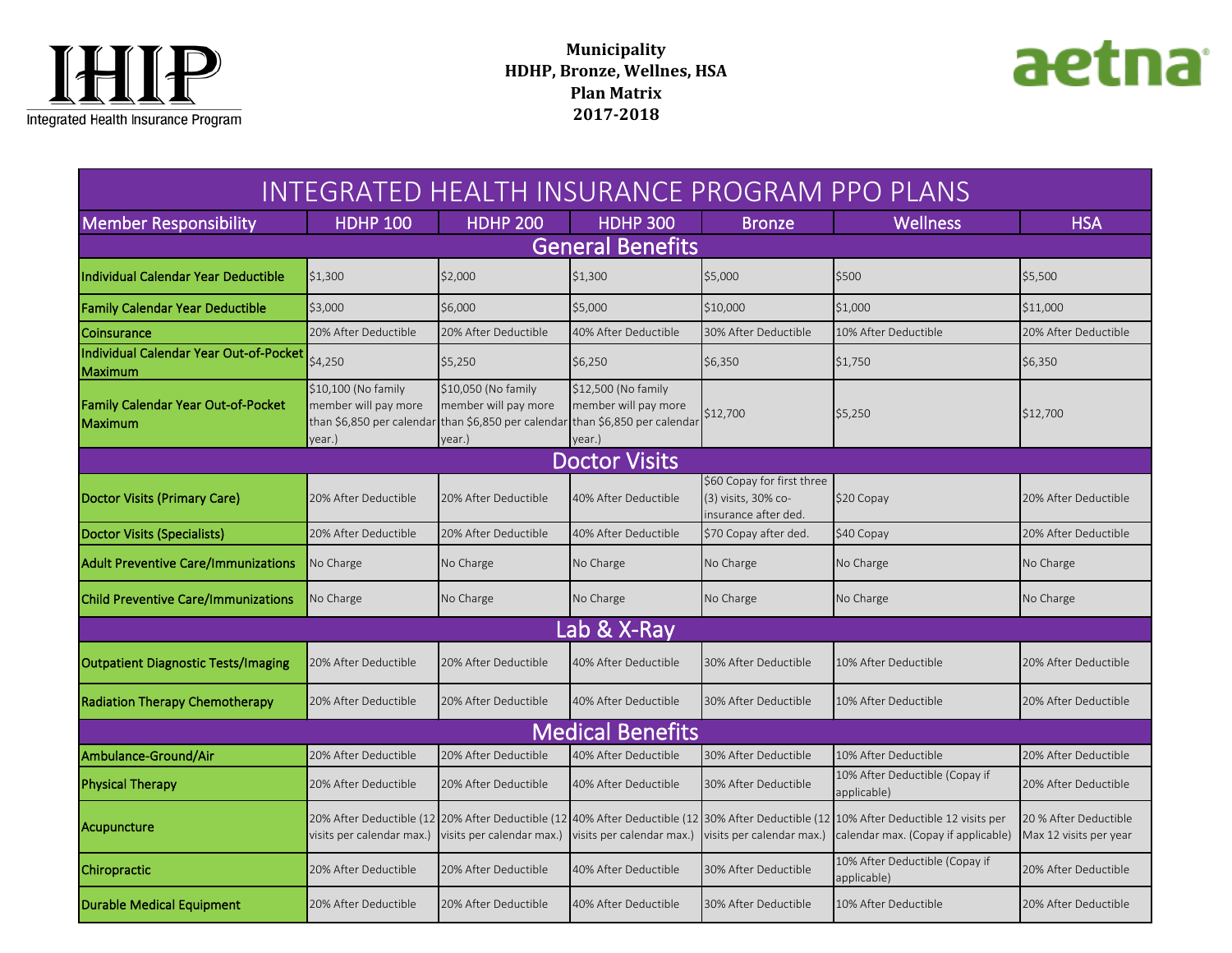IHIP
Integrated Health Insurance Program

**Municipality**
**HDHP, Bronze, Wellnes, HSA**
**Plan Matrix**
**2017-2018**

aetna

## INTEGRATED HEALTH INSURANCE PROGRAM PPO PLANS

| Member Responsibility | HDHP 100 | HDHP 200 | HDHP 300 | Bronze | Wellness | HSA |
|---|---|---|---|---|---|---|
| **General Benefits** | | | | | | |
| Individual Calendar Year Deductible | $1,300 | $2,000 | $1,300 | $5,000 | $500 | $5,500 |
| Family Calendar Year Deductible | $3,000 | $6,000 | $5,000 | $10,000 | $1,000 | $11,000 |
| Coinsurance | 20% After Deductible | 20% After Deductible | 40% After Deductible | 30% After Deductible | 10% After Deductible | 20% After Deductible |
| Individual Calendar Year Out-of-Pocket Maximum | $4,250 | $5,250 | $6,250 | $6,350 | $1,750 | $6,350 |
| Family Calendar Year Out-of-Pocket Maximum | $10,100 (No family member will pay more than $6,850 per calendar year.) | $10,050 (No family member will pay more than $6,850 per calendar year.) | $12,500 (No family member will pay more than $6,850 per calendar year.) | $12,700 | $5,250 | $12,700 |
| **Doctor Visits** | | | | | | |
| Doctor Visits (Primary Care) | 20% After Deductible | 20% After Deductible | 40% After Deductible | $60 Copay for first three (3) visits, 30% co-insurance after ded. | $20 Copay | 20% After Deductible |
| Doctor Visits (Specialists) | 20% After Deductible | 20% After Deductible | 40% After Deductible | $70 Copay after ded. | $40 Copay | 20% After Deductible |
| Adult Preventive Care/Immunizations | No Charge | No Charge | No Charge | No Charge | No Charge | No Charge |
| Child Preventive Care/Immunizations | No Charge | No Charge | No Charge | No Charge | No Charge | No Charge |
| **Lab & X-Ray** | | | | | | |
| Outpatient Diagnostic Tests/Imaging | 20% After Deductible | 20% After Deductible | 40% After Deductible | 30% After Deductible | 10% After Deductible | 20% After Deductible |
| Radiation Therapy Chemotherapy | 20% After Deductible | 20% After Deductible | 40% After Deductible | 30% After Deductible | 10% After Deductible | 20% After Deductible |
| **Medical Benefits** | | | | | | |
| Ambulance-Ground/Air | 20% After Deductible | 20% After Deductible | 40% After Deductible | 30% After Deductible | 10% After Deductible | 20% After Deductible |
| Physical Therapy | 20% After Deductible | 20% After Deductible | 40% After Deductible | 30% After Deductible | 10% After Deductible (Copay if applicable) | 20% After Deductible |
| Acupuncture | 20% After Deductible (12 visits per calendar max.) | 20% After Deductible (12 visits per calendar max.) | 40% After Deductible (12 visits per calendar max.) | 30% After Deductible (12 visits per calendar max.) | 10% After Deductible 12 visits per calendar max. (Copay if applicable) | 20 % After Deductible Max 12 visits per year |
| Chiropractic | 20% After Deductible | 20% After Deductible | 40% After Deductible | 30% After Deductible | 10% After Deductible (Copay if applicable) | 20% After Deductible |
| Durable Medical Equipment | 20% After Deductible | 20% After Deductible | 40% After Deductible | 30% After Deductible | 10% After Deductible | 20% After Deductible |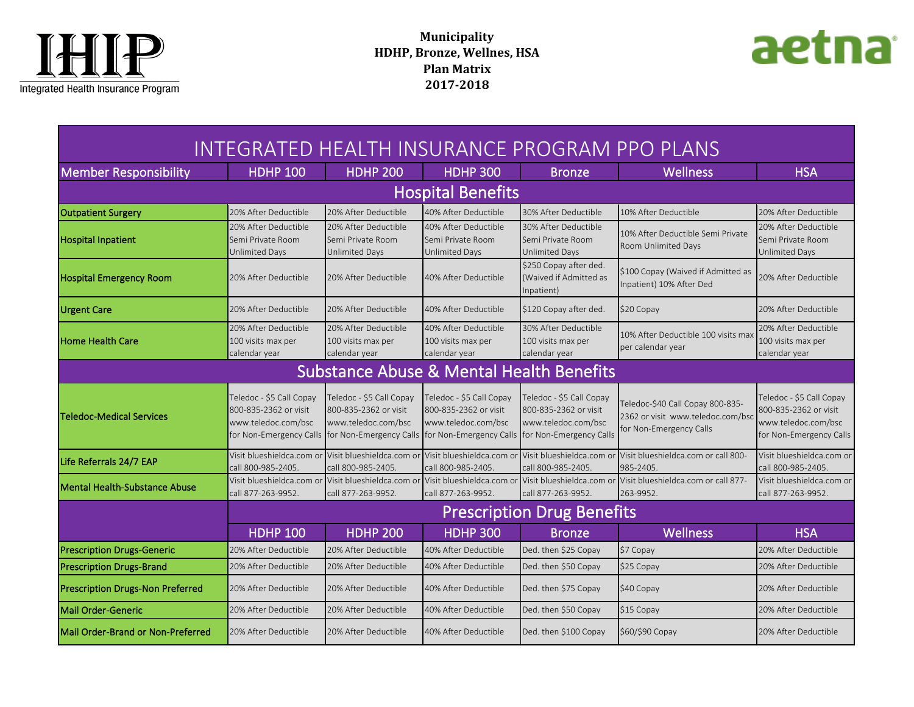IHIP
Integrated Health Insurance Program

**Municipality**
**HDHP, Bronze, Wellnes, HSA**
**Plan Matrix**
**2017-2018**

aetna

| INTEGRATED HEALTH INSURANCE PROGRAM PPO PLANS | | | | | | |
|---|---|---|---|---|---|---|
| **Member Responsibility** | **HDHP 100** | **HDHP 200** | **HDHP 300** | **Bronze** | **Wellness** | **HSA** |
| **Hospital Benefits** | | | | | | |
| **Outpatient Surgery** | 20% After Deductible | 20% After Deductible | 40% After Deductible | 30% After Deductible | 10% After Deductible | 20% After Deductible |
| **Hospital Inpatient** | 20% After Deductible Semi Private Room Unlimited Days | 20% After Deductible Semi Private Room Unlimited Days | 40% After Deductible Semi Private Room Unlimited Days | 30% After Deductible Semi Private Room Unlimited Days | 10% After Deductible Semi Private Room Unlimited Days | 20% After Deductible Semi Private Room Unlimited Days |
| **Hospital Emergency Room** | 20% After Deductible | 20% After Deductible | 40% After Deductible | $250 Copay after ded. (Waived if Admitted as Inpatient) | $100 Copay (Waived if Admitted as Inpatient) 10% After Ded | 20% After Deductible |
| **Urgent Care** | 20% After Deductible | 20% After Deductible | 40% After Deductible | $120 Copay after ded. | $20 Copay | 20% After Deductible |
| **Home Health Care** | 20% After Deductible 100 visits max per calendar year | 20% After Deductible 100 visits max per calendar year | 40% After Deductible 100 visits max per calendar year | 30% After Deductible 100 visits max per calendar year | 10% After Deductible 100 visits max per calendar year | 20% After Deductible 100 visits max per calendar year |
| **Substance Abuse & Mental Health Benefits** | | | | | | |
| **Teledoc-Medical Services** | Teledoc - $5 Call Copay 800-835-2362 or visit www.teledoc.com/bsc for Non-Emergency Calls | Teledoc - $5 Call Copay 800-835-2362 or visit www.teledoc.com/bsc for Non-Emergency Calls | Teledoc - $5 Call Copay 800-835-2362 or visit www.teledoc.com/bsc for Non-Emergency Calls | Teledoc - $5 Call Copay 800-835-2362 or visit www.teledoc.com/bsc for Non-Emergency Calls | Teledoc-$40 Call Copay 800-835-2362 or visit www.teledoc.com/bsc for Non-Emergency Calls | Teledoc - $5 Call Copay 800-835-2362 or visit www.teledoc.com/bsc for Non-Emergency Calls |
| **Life Referrals 24/7 EAP** | Visit blueshieldca.com or call 800-985-2405. | Visit blueshieldca.com or call 800-985-2405. | Visit blueshieldca.com or call 800-985-2405. | Visit blueshieldca.com or call 800-985-2405. | Visit blueshieldca.com or call 800-985-2405. | Visit blueshieldca.com or call 800-985-2405. |
| **Mental Health-Substance Abuse** | Visit blueshieldca.com or call 877-263-9952. | Visit blueshieldca.com or call 877-263-9952. | Visit blueshieldca.com or call 877-263-9952. | Visit blueshieldca.com or call 877-263-9952. | Visit blueshieldca.com or call 877-263-9952. | Visit blueshieldca.com or call 877-263-9952. |
| | **Prescription Drug Benefits** | | | | | |
| | **HDHP 100** | **HDHP 200** | **HDHP 300** | **Bronze** | **Wellness** | **HSA** |
| **Prescription Drugs-Generic** | 20% After Deductible | 20% After Deductible | 40% After Deductible | Ded. then $25 Copay | $7 Copay | 20% After Deductible |
| **Prescription Drugs-Brand** | 20% After Deductible | 20% After Deductible | 40% After Deductible | Ded. then $50 Copay | $25 Copay | 20% After Deductible |
| **Prescription Drugs-Non Preferred** | 20% After Deductible | 20% After Deductible | 40% After Deductible | Ded. then $75 Copay | $40 Copay | 20% After Deductible |
| **Mail Order-Generic** | 20% After Deductible | 20% After Deductible | 40% After Deductible | Ded. then $50 Copay | $15 Copay | 20% After Deductible |
| **Mail Order-Brand or Non-Preferred** | 20% After Deductible | 20% After Deductible | 40% After Deductible | Ded. then $100 Copay | $60/$90 Copay | 20% After Deductible |